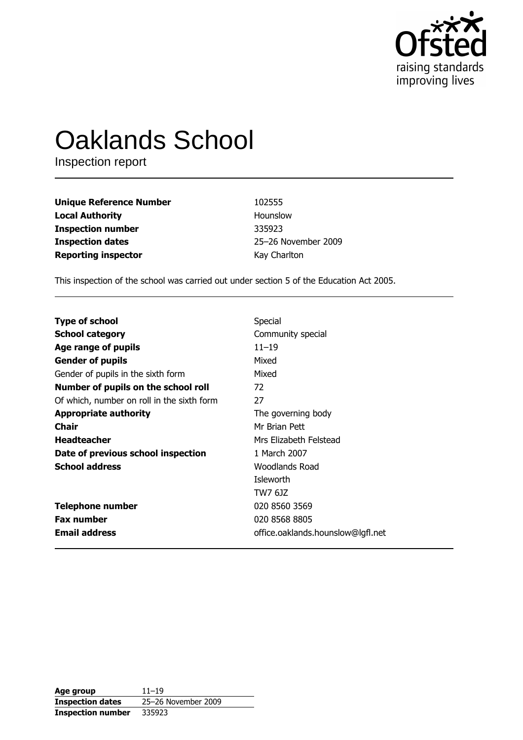Ofsted
raising standards
improving lives

# Oaklands School

Inspection report

| | |
|---|---|
| **Unique Reference Number** | 102555 |
| **Local Authority** | Hounslow |
| **Inspection number** | 335923 |
| **Inspection dates** | 25–26 November 2009 |
| **Reporting inspector** | Kay Charlton |

This inspection of the school was carried out under section 5 of the Education Act 2005.

| | |
|---|---|
| **Type of school** | Special |
| **School category** | Community special |
| **Age range of pupils** | 11–19 |
| **Gender of pupils** | Mixed |
| Gender of pupils in the sixth form | Mixed |
| **Number of pupils on the school roll** | 72 |
| Of which, number on roll in the sixth form | 27 |
| **Appropriate authority** | The governing body |
| **Chair** | Mr Brian Pett |
| **Headteacher** | Mrs Elizabeth Felstead |
| **Date of previous school inspection** | 1 March 2007 |
| **School address** | Woodlands Road<br>Isleworth<br>TW7 6JZ |
| **Telephone number** | 020 8560 3569 |
| **Fax number** | 020 8568 8805 |
| **Email address** | office.oaklands.hounslow@lgfl.net |

| | |
|---|---|
| **Age group** | 11–19 |
| **Inspection dates** | 25–26 November 2009 |
| **Inspection number** | 335923 |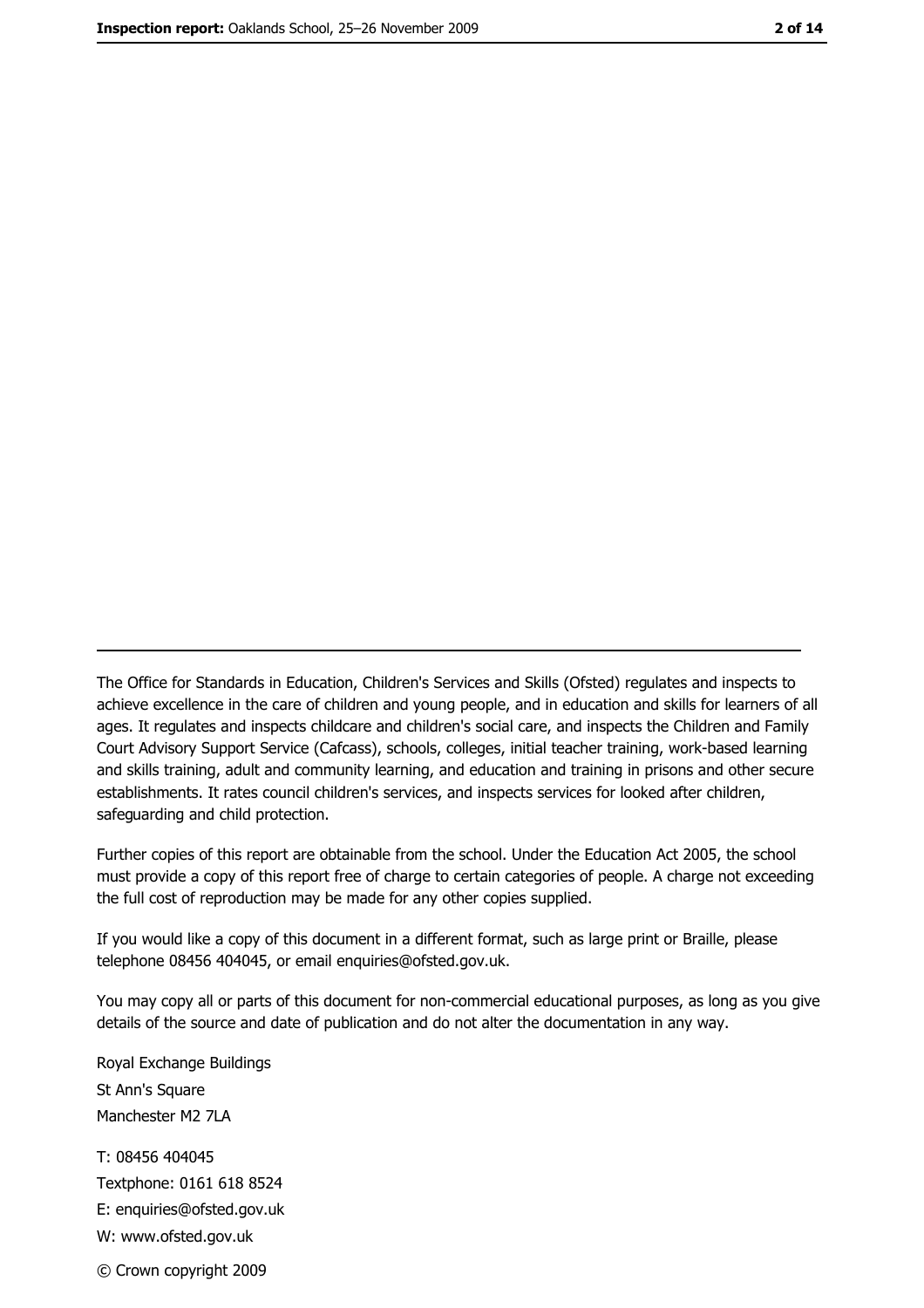The Office for Standards in Education, Children's Services and Skills (Ofsted) regulates and inspects to achieve excellence in the care of children and young people, and in education and skills for learners of all ages. It regulates and inspects childcare and children's social care, and inspects the Children and Family Court Advisory Support Service (Cafcass), schools, colleges, initial teacher training, work-based learning and skills training, adult and community learning, and education and training in prisons and other secure establishments. It rates council children's services, and inspects services for looked after children, safeguarding and child protection.

Further copies of this report are obtainable from the school. Under the Education Act 2005, the school must provide a copy of this report free of charge to certain categories of people. A charge not exceeding the full cost of reproduction may be made for any other copies supplied.

If you would like a copy of this document in a different format, such as large print or Braille, please telephone 08456 404045, or email enquiries@ofsted.gov.uk.

You may copy all or parts of this document for non-commercial educational purposes, as long as you give details of the source and date of publication and do not alter the documentation in any way.

Royal Exchange Buildings
St Ann's Square
Manchester M2 7LA

T: 08456 404045
Textphone: 0161 618 8524
E: enquiries@ofsted.gov.uk
W: www.ofsted.gov.uk

© Crown copyright 2009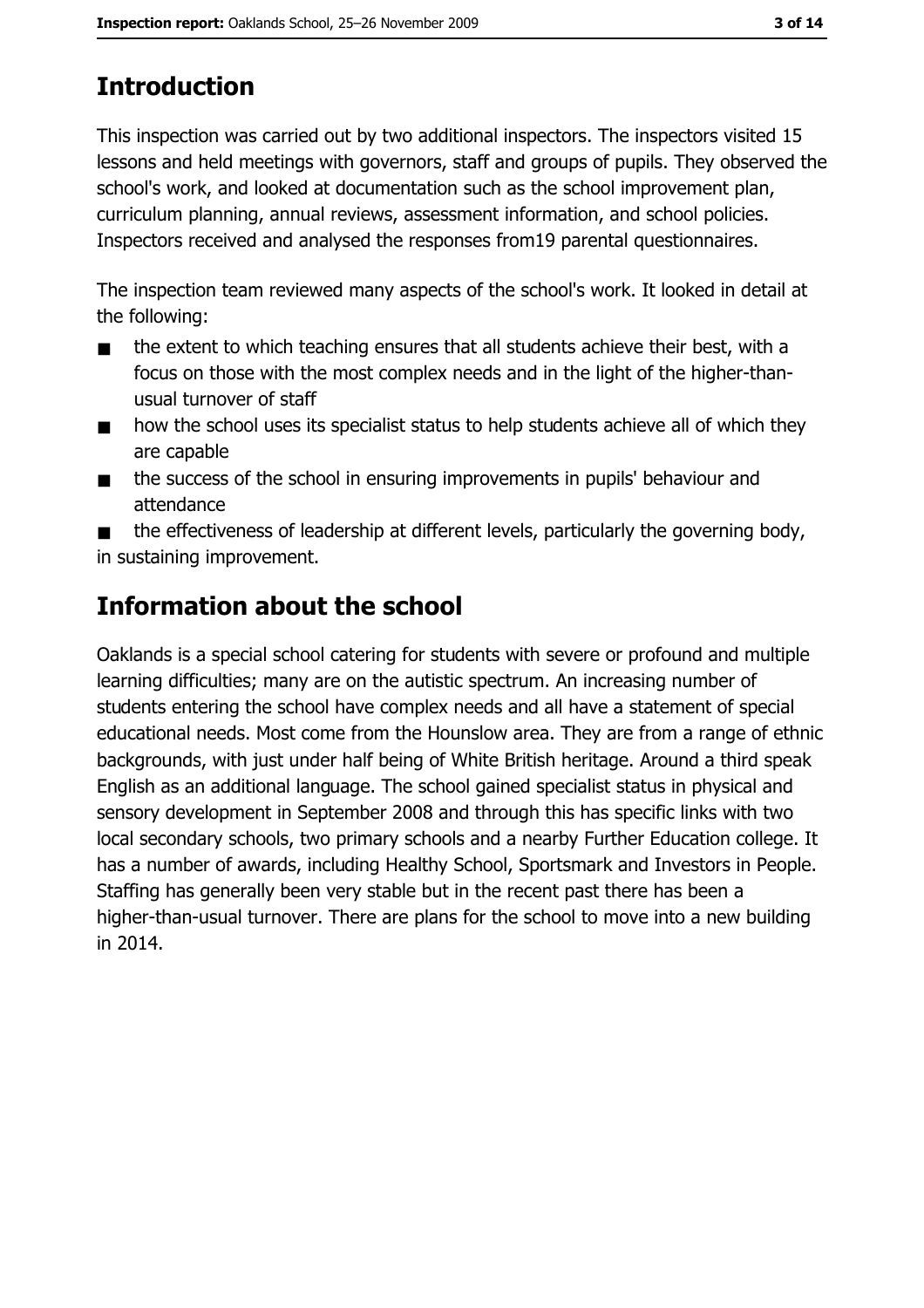## Introduction

This inspection was carried out by two additional inspectors. The inspectors visited 15 lessons and held meetings with governors, staff and groups of pupils. They observed the school's work, and looked at documentation such as the school improvement plan, curriculum planning, annual reviews, assessment information, and school policies. Inspectors received and analysed the responses from19 parental questionnaires.

The inspection team reviewed many aspects of the school's work. It looked in detail at the following:

- the extent to which teaching ensures that all students achieve their best, with a focus on those with the most complex needs and in the light of the higher-than-usual turnover of staff
- how the school uses its specialist status to help students achieve all of which they are capable
- the success of the school in ensuring improvements in pupils' behaviour and attendance
- the effectiveness of leadership at different levels, particularly the governing body, in sustaining improvement.

## Information about the school

Oaklands is a special school catering for students with severe or profound and multiple learning difficulties; many are on the autistic spectrum. An increasing number of students entering the school have complex needs and all have a statement of special educational needs. Most come from the Hounslow area. They are from a range of ethnic backgrounds, with just under half being of White British heritage. Around a third speak English as an additional language. The school gained specialist status in physical and sensory development in September 2008 and through this has specific links with two local secondary schools, two primary schools and a nearby Further Education college. It has a number of awards, including Healthy School, Sportsmark and Investors in People. Staffing has generally been very stable but in the recent past there has been a higher-than-usual turnover. There are plans for the school to move into a new building in 2014.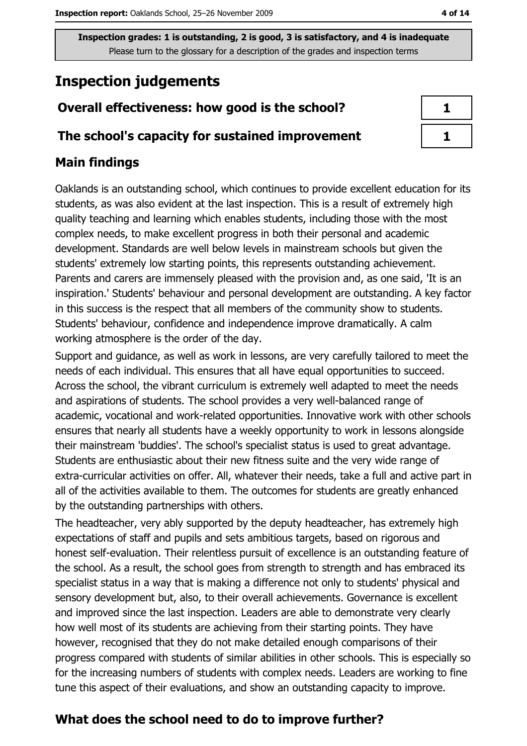Inspection grades: 1 is outstanding, 2 is good, 3 is satisfactory, and 4 is inadequate
Please turn to the glossary for a description of the grades and inspection terms

# Inspection judgements

| | |
|---|---|
| **Overall effectiveness: how good is the school?** | 1 |
| **The school's capacity for sustained improvement** | 1 |

## Main findings

Oaklands is an outstanding school, which continues to provide excellent education for its students, as was also evident at the last inspection. This is a result of extremely high quality teaching and learning which enables students, including those with the most complex needs, to make excellent progress in both their personal and academic development. Standards are well below levels in mainstream schools but given the students' extremely low starting points, this represents outstanding achievement. Parents and carers are immensely pleased with the provision and, as one said, 'It is an inspiration.' Students' behaviour and personal development are outstanding. A key factor in this success is the respect that all members of the community show to students. Students' behaviour, confidence and independence improve dramatically. A calm working atmosphere is the order of the day.

Support and guidance, as well as work in lessons, are very carefully tailored to meet the needs of each individual. This ensures that all have equal opportunities to succeed. Across the school, the vibrant curriculum is extremely well adapted to meet the needs and aspirations of students. The school provides a very well-balanced range of academic, vocational and work-related opportunities. Innovative work with other schools ensures that nearly all students have a weekly opportunity to work in lessons alongside their mainstream 'buddies'. The school's specialist status is used to great advantage. Students are enthusiastic about their new fitness suite and the very wide range of extra-curricular activities on offer. All, whatever their needs, take a full and active part in all of the activities available to them. The outcomes for students are greatly enhanced by the outstanding partnerships with others.

The headteacher, very ably supported by the deputy headteacher, has extremely high expectations of staff and pupils and sets ambitious targets, based on rigorous and honest self-evaluation. Their relentless pursuit of excellence is an outstanding feature of the school. As a result, the school goes from strength to strength and has embraced its specialist status in a way that is making a difference not only to students' physical and sensory development but, also, to their overall achievements. Governance is excellent and improved since the last inspection. Leaders are able to demonstrate very clearly how well most of its students are achieving from their starting points. They have however, recognised that they do not make detailed enough comparisons of their progress compared with students of similar abilities in other schools. This is especially so for the increasing numbers of students with complex needs. Leaders are working to fine tune this aspect of their evaluations, and show an outstanding capacity to improve.

## What does the school need to do to improve further?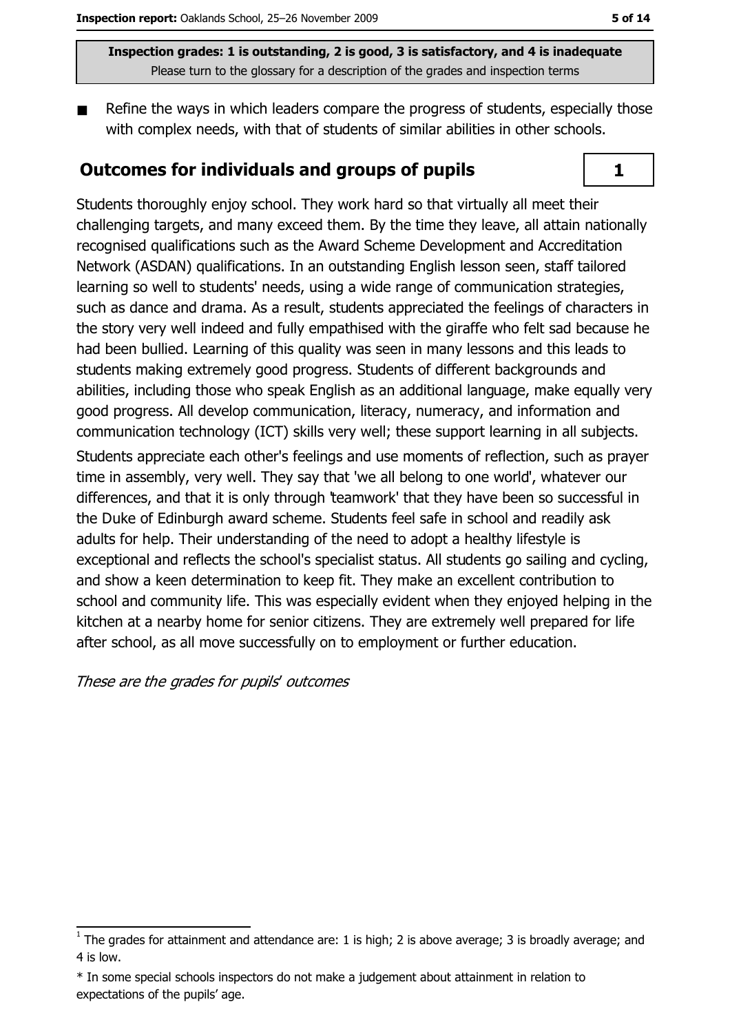Inspection grades: 1 is outstanding, 2 is good, 3 is satisfactory, and 4 is inadequate
Please turn to the glossary for a description of the grades and inspection terms

- Refine the ways in which leaders compare the progress of students, especially those with complex needs, with that of students of similar abilities in other schools.

## Outcomes for individuals and groups of pupils

**1**

Students thoroughly enjoy school. They work hard so that virtually all meet their challenging targets, and many exceed them. By the time they leave, all attain nationally recognised qualifications such as the Award Scheme Development and Accreditation Network (ASDAN) qualifications. In an outstanding English lesson seen, staff tailored learning so well to students' needs, using a wide range of communication strategies, such as dance and drama. As a result, students appreciated the feelings of characters in the story very well indeed and fully empathised with the giraffe who felt sad because he had been bullied. Learning of this quality was seen in many lessons and this leads to students making extremely good progress. Students of different backgrounds and abilities, including those who speak English as an additional language, make equally very good progress. All develop communication, literacy, numeracy, and information and communication technology (ICT) skills very well; these support learning in all subjects.

Students appreciate each other's feelings and use moments of reflection, such as prayer time in assembly, very well. They say that 'we all belong to one world', whatever our differences, and that it is only through 'teamwork' that they have been so successful in the Duke of Edinburgh award scheme. Students feel safe in school and readily ask adults for help. Their understanding of the need to adopt a healthy lifestyle is exceptional and reflects the school's specialist status. All students go sailing and cycling, and show a keen determination to keep fit. They make an excellent contribution to school and community life. This was especially evident when they enjoyed helping in the kitchen at a nearby home for senior citizens. They are extremely well prepared for life after school, as all move successfully on to employment or further education.

*These are the grades for pupils' outcomes*

[1] The grades for attainment and attendance are: 1 is high; 2 is above average; 3 is broadly average; and 4 is low.

* In some special schools inspectors do not make a judgement about attainment in relation to expectations of the pupils' age.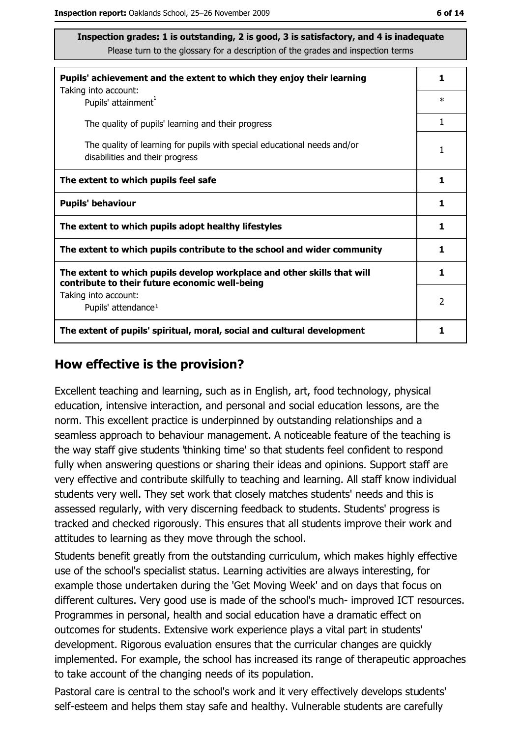Inspection grades: 1 is outstanding, 2 is good, 3 is satisfactory, and 4 is inadequate
Please turn to the glossary for a description of the grades and inspection terms

| | |
|---|---|
| **Pupils' achievement and the extent to which they enjoy their learning** | **1** |
| Taking into account: Pupils' attainment[1] | * |
| The quality of pupils' learning and their progress | 1 |
| The quality of learning for pupils with special educational needs and/or disabilities and their progress | 1 |
| **The extent to which pupils feel safe** | **1** |
| **Pupils' behaviour** | **1** |
| **The extent to which pupils adopt healthy lifestyles** | **1** |
| **The extent to which pupils contribute to the school and wider community** | **1** |
| **The extent to which pupils develop workplace and other skills that will contribute to their future economic well-being** | **1** |
| Taking into account: Pupils' attendance[1] | 2 |
| **The extent of pupils' spiritual, moral, social and cultural development** | **1** |

## How effective is the provision?

Excellent teaching and learning, such as in English, art, food technology, physical education, intensive interaction, and personal and social education lessons, are the norm. This excellent practice is underpinned by outstanding relationships and a seamless approach to behaviour management. A noticeable feature of the teaching is the way staff give students 'thinking time' so that students feel confident to respond fully when answering questions or sharing their ideas and opinions. Support staff are very effective and contribute skilfully to teaching and learning. All staff know individual students very well. They set work that closely matches students' needs and this is assessed regularly, with very discerning feedback to students. Students' progress is tracked and checked rigorously. This ensures that all students improve their work and attitudes to learning as they move through the school.

Students benefit greatly from the outstanding curriculum, which makes highly effective use of the school's specialist status. Learning activities are always interesting, for example those undertaken during the 'Get Moving Week' and on days that focus on different cultures. Very good use is made of the school's much- improved ICT resources. Programmes in personal, health and social education have a dramatic effect on outcomes for students. Extensive work experience plays a vital part in students' development. Rigorous evaluation ensures that the curricular changes are quickly implemented. For example, the school has increased its range of therapeutic approaches to take account of the changing needs of its population.

Pastoral care is central to the school's work and it very effectively develops students' self-esteem and helps them stay safe and healthy. Vulnerable students are carefully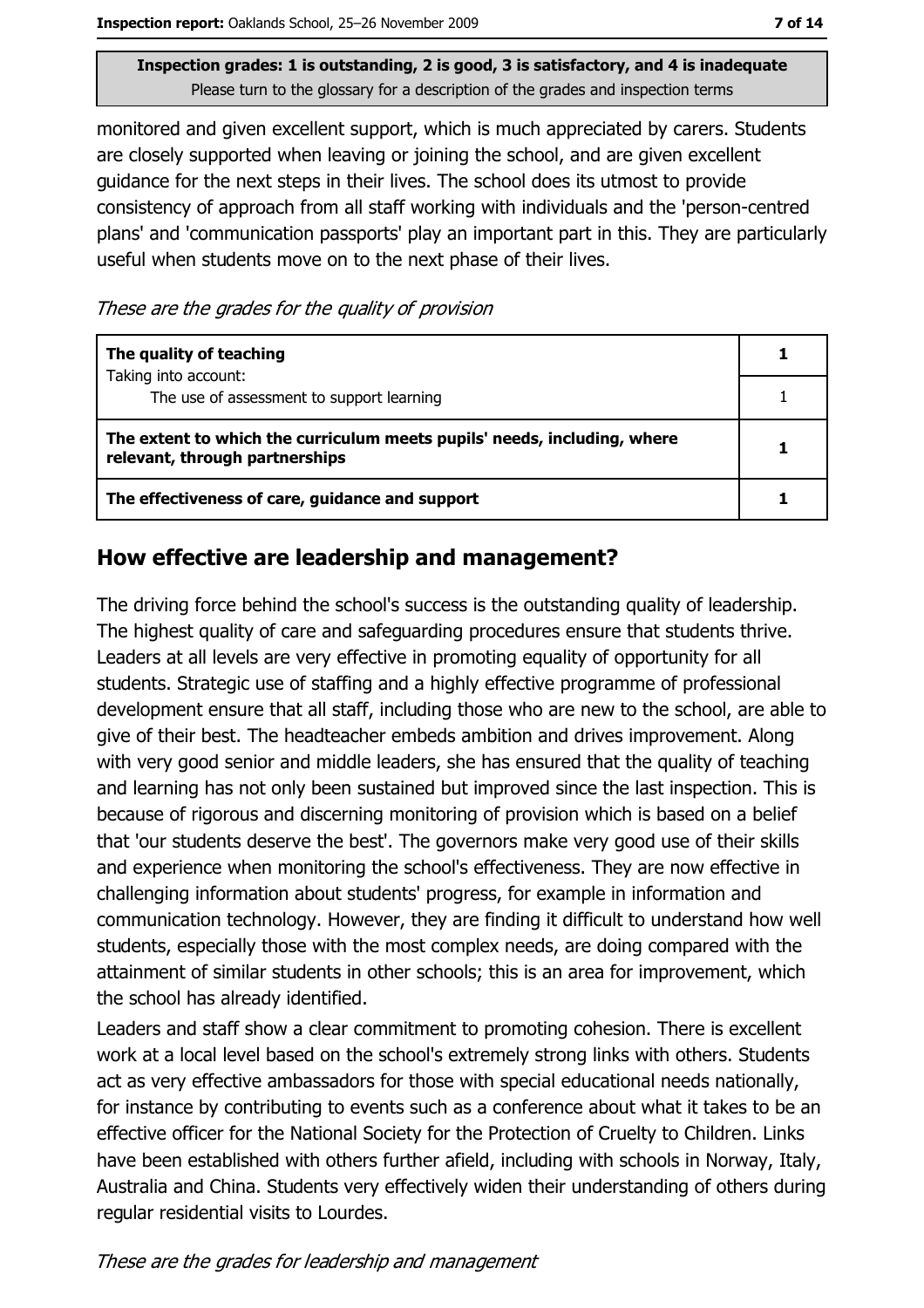monitored and given excellent support, which is much appreciated by carers. Students are closely supported when leaving or joining the school, and are given excellent guidance for the next steps in their lives. The school does its utmost to provide consistency of approach from all staff working with individuals and the 'person-centred plans' and 'communication passports' play an important part in this. They are particularly useful when students move on to the next phase of their lives.

*These are the grades for the quality of provision*

| | |
|---|---|
| **The quality of teaching**<br>Taking into account: | **1** |
| The use of assessment to support learning | 1 |
| **The extent to which the curriculum meets pupils' needs, including, where relevant, through partnerships** | **1** |
| **The effectiveness of care, guidance and support** | **1** |

## How effective are leadership and management?

The driving force behind the school's success is the outstanding quality of leadership. The highest quality of care and safeguarding procedures ensure that students thrive. Leaders at all levels are very effective in promoting equality of opportunity for all students. Strategic use of staffing and a highly effective programme of professional development ensure that all staff, including those who are new to the school, are able to give of their best. The headteacher embeds ambition and drives improvement. Along with very good senior and middle leaders, she has ensured that the quality of teaching and learning has not only been sustained but improved since the last inspection. This is because of rigorous and discerning monitoring of provision which is based on a belief that 'our students deserve the best'. The governors make very good use of their skills and experience when monitoring the school's effectiveness. They are now effective in challenging information about students' progress, for example in information and communication technology. However, they are finding it difficult to understand how well students, especially those with the most complex needs, are doing compared with the attainment of similar students in other schools; this is an area for improvement, which the school has already identified.

Leaders and staff show a clear commitment to promoting cohesion. There is excellent work at a local level based on the school's extremely strong links with others. Students act as very effective ambassadors for those with special educational needs nationally, for instance by contributing to events such as a conference about what it takes to be an effective officer for the National Society for the Protection of Cruelty to Children. Links have been established with others further afield, including with schools in Norway, Italy, Australia and China. Students very effectively widen their understanding of others during regular residential visits to Lourdes.

*These are the grades for leadership and management*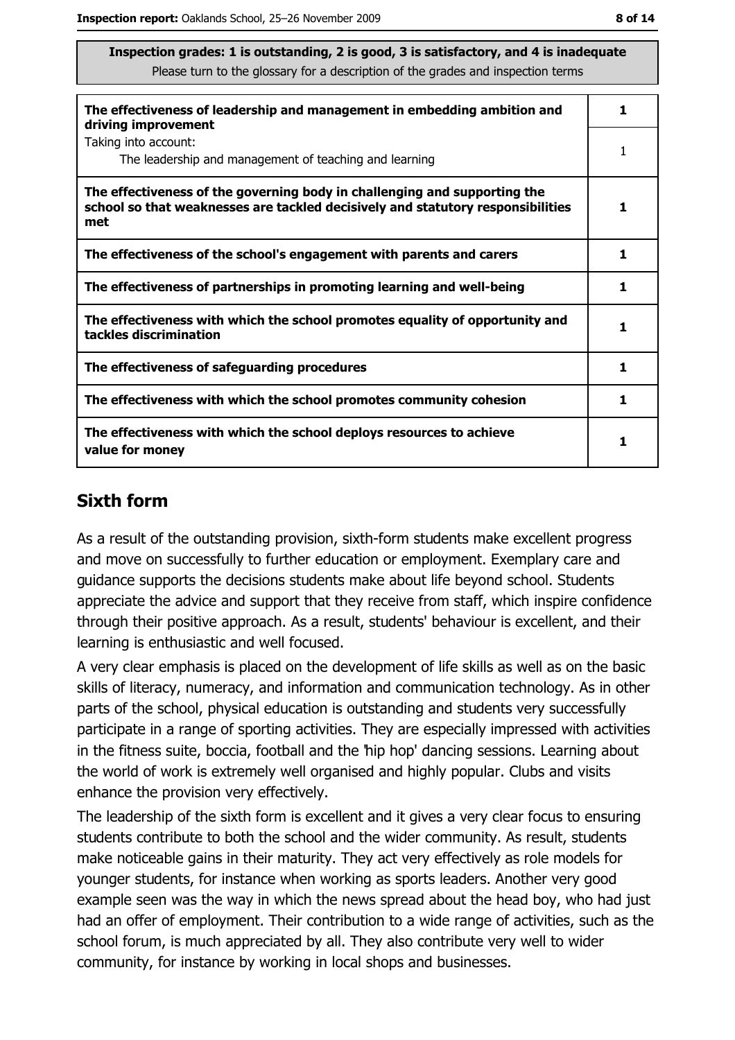**Inspection grades: 1 is outstanding, 2 is good, 3 is satisfactory, and 4 is inadequate**
Please turn to the glossary for a description of the grades and inspection terms

| | |
|---|---|
| **The effectiveness of leadership and management in embedding ambition and driving improvement** | **1** |
| Taking into account: The leadership and management of teaching and learning | 1 |
| **The effectiveness of the governing body in challenging and supporting the school so that weaknesses are tackled decisively and statutory responsibilities met** | **1** |
| **The effectiveness of the school's engagement with parents and carers** | **1** |
| **The effectiveness of partnerships in promoting learning and well-being** | **1** |
| **The effectiveness with which the school promotes equality of opportunity and tackles discrimination** | **1** |
| **The effectiveness of safeguarding procedures** | **1** |
| **The effectiveness with which the school promotes community cohesion** | **1** |
| **The effectiveness with which the school deploys resources to achieve value for money** | **1** |

## Sixth form

As a result of the outstanding provision, sixth-form students make excellent progress and move on successfully to further education or employment. Exemplary care and guidance supports the decisions students make about life beyond school. Students appreciate the advice and support that they receive from staff, which inspire confidence through their positive approach. As a result, students' behaviour is excellent, and their learning is enthusiastic and well focused.

A very clear emphasis is placed on the development of life skills as well as on the basic skills of literacy, numeracy, and information and communication technology. As in other parts of the school, physical education is outstanding and students very successfully participate in a range of sporting activities. They are especially impressed with activities in the fitness suite, boccia, football and the 'hip hop' dancing sessions. Learning about the world of work is extremely well organised and highly popular. Clubs and visits enhance the provision very effectively.

The leadership of the sixth form is excellent and it gives a very clear focus to ensuring students contribute to both the school and the wider community. As result, students make noticeable gains in their maturity. They act very effectively as role models for younger students, for instance when working as sports leaders. Another very good example seen was the way in which the news spread about the head boy, who had just had an offer of employment. Their contribution to a wide range of activities, such as the school forum, is much appreciated by all. They also contribute very well to wider community, for instance by working in local shops and businesses.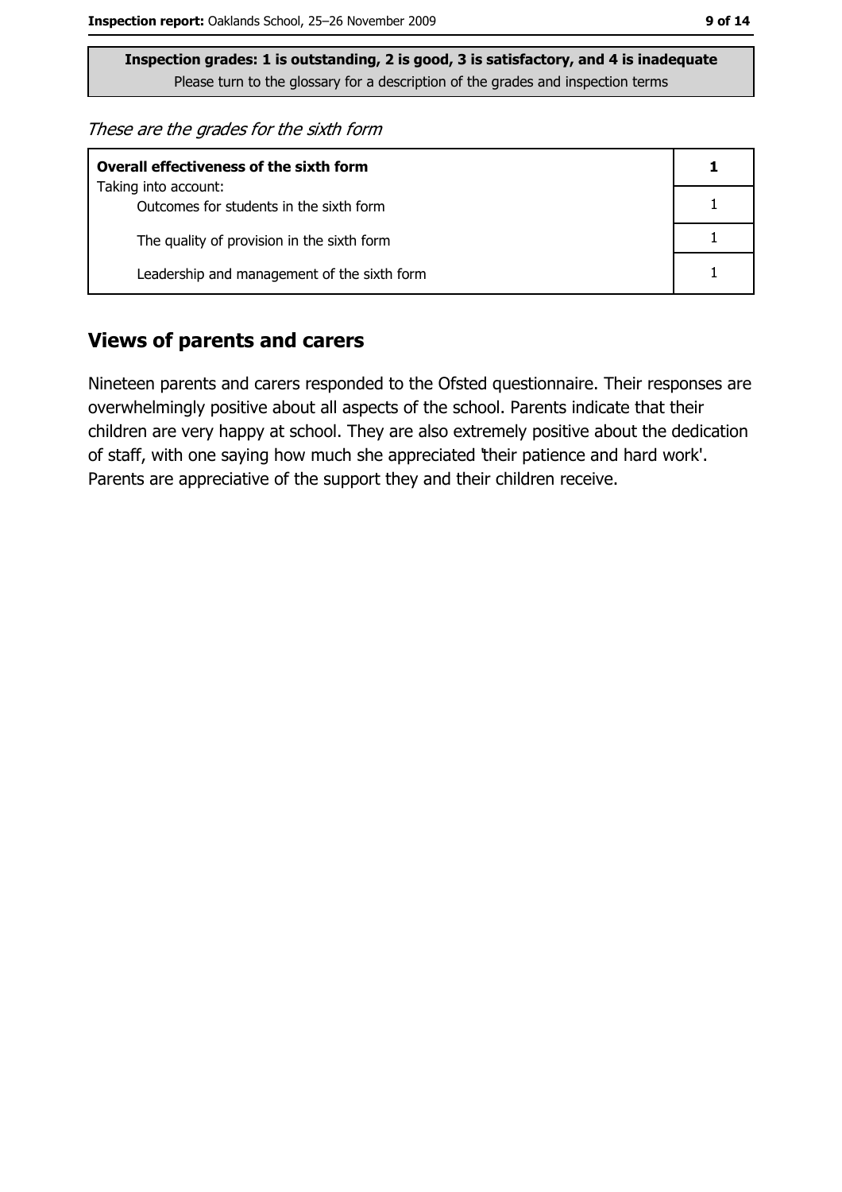**Inspection grades: 1 is outstanding, 2 is good, 3 is satisfactory, and 4 is inadequate**
Please turn to the glossary for a description of the grades and inspection terms

*These are the grades for the sixth form*

| Overall effectiveness of the sixth form | 1 |
|---|---|
| Taking into account: Outcomes for students in the sixth form | 1 |
| The quality of provision in the sixth form | 1 |
| Leadership and management of the sixth form | 1 |

## Views of parents and carers

Nineteen parents and carers responded to the Ofsted questionnaire. Their responses are overwhelmingly positive about all aspects of the school. Parents indicate that their children are very happy at school. They are also extremely positive about the dedication of staff, with one saying how much she appreciated 'their patience and hard work'. Parents are appreciative of the support they and their children receive.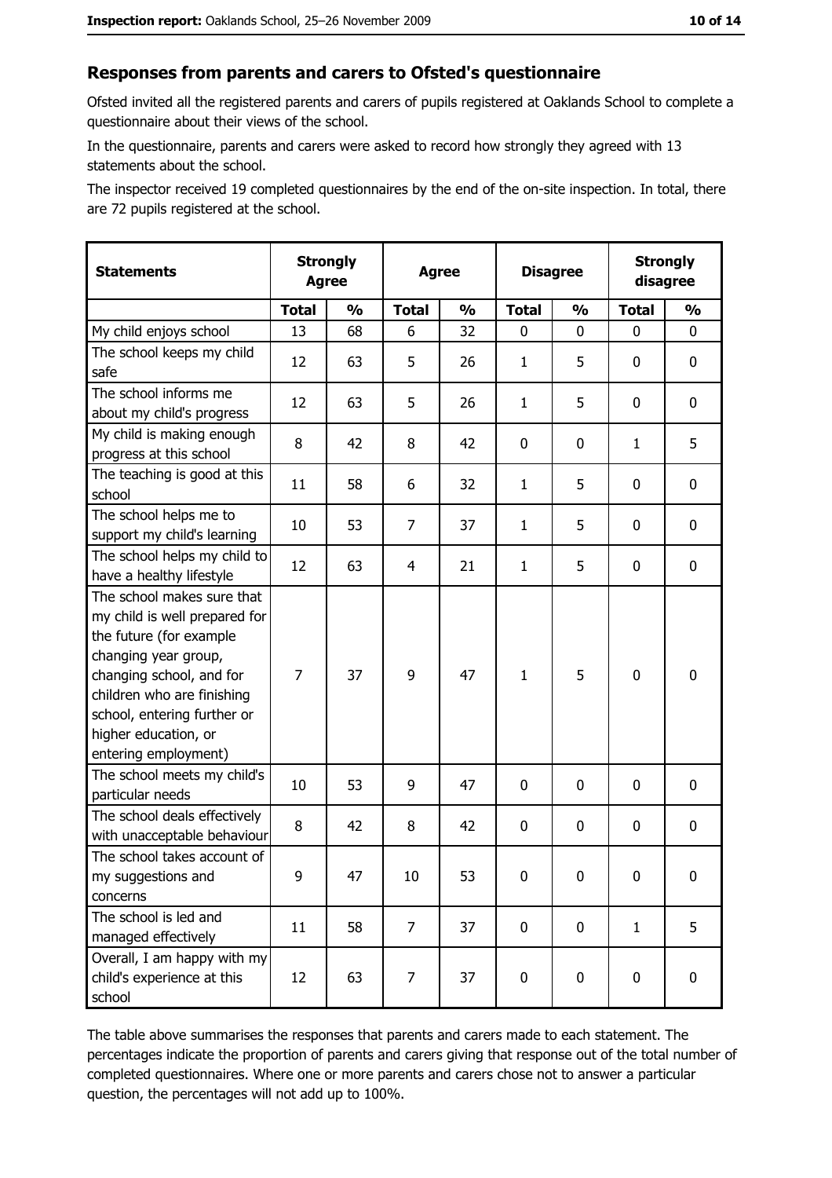## Responses from parents and carers to Ofsted's questionnaire

Ofsted invited all the registered parents and carers of pupils registered at Oaklands School to complete a questionnaire about their views of the school.

In the questionnaire, parents and carers were asked to record how strongly they agreed with 13 statements about the school.

The inspector received 19 completed questionnaires by the end of the on-site inspection. In total, there are 72 pupils registered at the school.

| Statements | Strongly Agree | | Agree | | Disagree | | Strongly disagree | |
|---|---|---|---|---|---|---|---|---|
| | Total | % | Total | % | Total | % | Total | % |
| My child enjoys school | 13 | 68 | 6 | 32 | 0 | 0 | 0 | 0 |
| The school keeps my child safe | 12 | 63 | 5 | 26 | 1 | 5 | 0 | 0 |
| The school informs me about my child's progress | 12 | 63 | 5 | 26 | 1 | 5 | 0 | 0 |
| My child is making enough progress at this school | 8 | 42 | 8 | 42 | 0 | 0 | 1 | 5 |
| The teaching is good at this school | 11 | 58 | 6 | 32 | 1 | 5 | 0 | 0 |
| The school helps me to support my child's learning | 10 | 53 | 7 | 37 | 1 | 5 | 0 | 0 |
| The school helps my child to have a healthy lifestyle | 12 | 63 | 4 | 21 | 1 | 5 | 0 | 0 |
| The school makes sure that my child is well prepared for the future (for example changing year group, changing school, and for children who are finishing school, entering further or higher education, or entering employment) | 7 | 37 | 9 | 47 | 1 | 5 | 0 | 0 |
| The school meets my child's particular needs | 10 | 53 | 9 | 47 | 0 | 0 | 0 | 0 |
| The school deals effectively with unacceptable behaviour | 8 | 42 | 8 | 42 | 0 | 0 | 0 | 0 |
| The school takes account of my suggestions and concerns | 9 | 47 | 10 | 53 | 0 | 0 | 0 | 0 |
| The school is led and managed effectively | 11 | 58 | 7 | 37 | 0 | 0 | 1 | 5 |
| Overall, I am happy with my child's experience at this school | 12 | 63 | 7 | 37 | 0 | 0 | 0 | 0 |

The table above summarises the responses that parents and carers made to each statement. The percentages indicate the proportion of parents and carers giving that response out of the total number of completed questionnaires. Where one or more parents and carers chose not to answer a particular question, the percentages will not add up to 100%.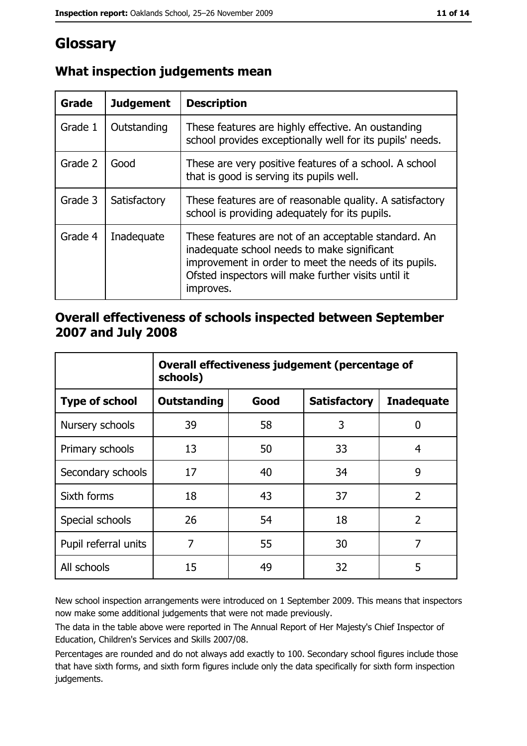# Glossary

## What inspection judgements mean

| Grade | Judgement | Description |
|---|---|---|
| Grade 1 | Outstanding | These features are highly effective. An oustanding school provides exceptionally well for its pupils' needs. |
| Grade 2 | Good | These are very positive features of a school. A school that is good is serving its pupils well. |
| Grade 3 | Satisfactory | These features are of reasonable quality. A satisfactory school is providing adequately for its pupils. |
| Grade 4 | Inadequate | These features are not of an acceptable standard. An inadequate school needs to make significant improvement in order to meet the needs of its pupils. Ofsted inspectors will make further visits until it improves. |

## Overall effectiveness of schools inspected between September 2007 and July 2008

| | Overall effectiveness judgement (percentage of schools) | | | |
|---|---|---|---|---|
| **Type of school** | **Outstanding** | **Good** | **Satisfactory** | **Inadequate** |
| Nursery schools | 39 | 58 | 3 | 0 |
| Primary schools | 13 | 50 | 33 | 4 |
| Secondary schools | 17 | 40 | 34 | 9 |
| Sixth forms | 18 | 43 | 37 | 2 |
| Special schools | 26 | 54 | 18 | 2 |
| Pupil referral units | 7 | 55 | 30 | 7 |
| All schools | 15 | 49 | 32 | 5 |

New school inspection arrangements were introduced on 1 September 2009. This means that inspectors now make some additional judgements that were not made previously.

The data in the table above were reported in The Annual Report of Her Majesty's Chief Inspector of Education, Children's Services and Skills 2007/08.

Percentages are rounded and do not always add exactly to 100. Secondary school figures include those that have sixth forms, and sixth form figures include only the data specifically for sixth form inspection judgements.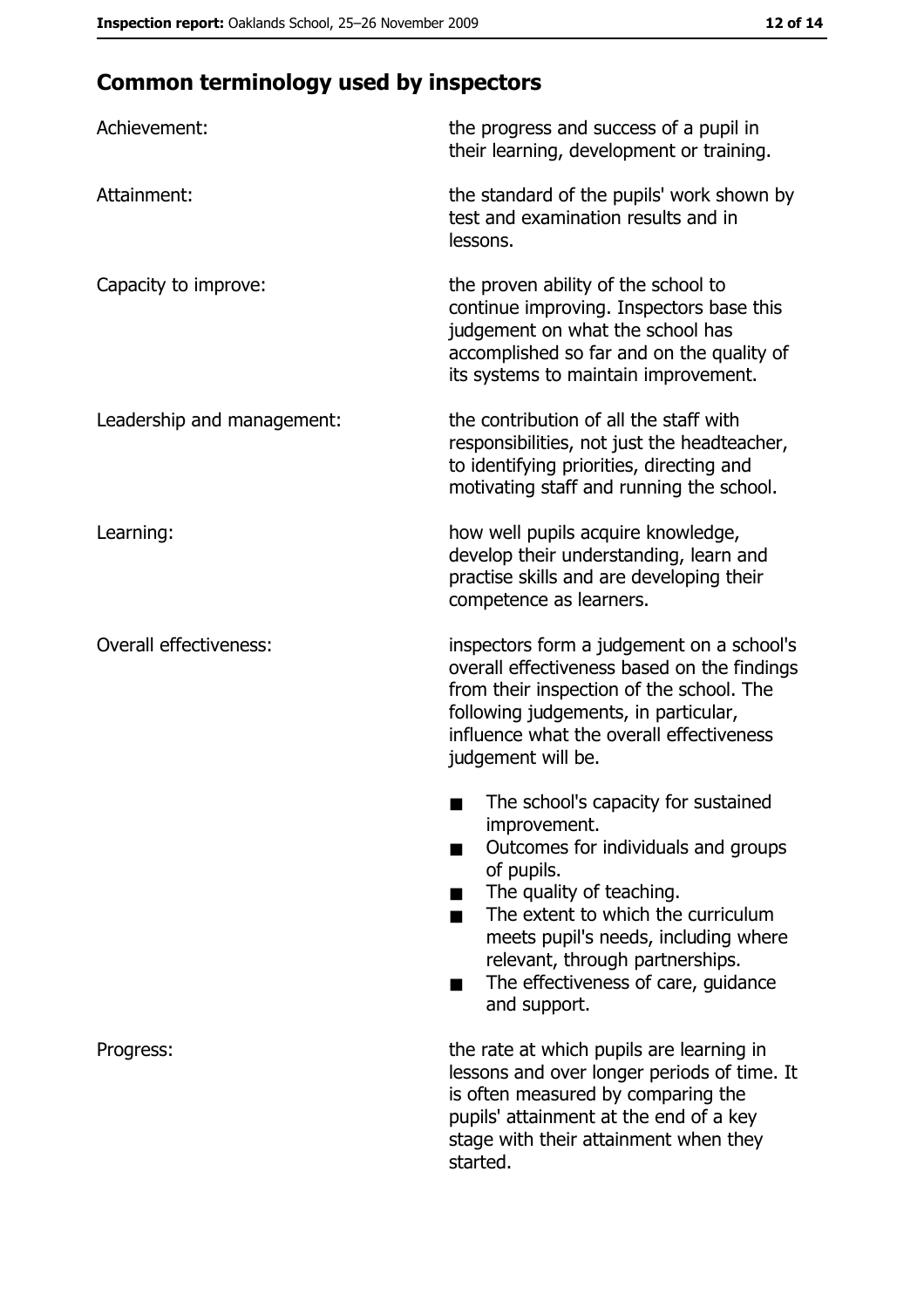## Common terminology used by inspectors

| | |
|---|---|
| Achievement: | the progress and success of a pupil in their learning, development or training. |
| Attainment: | the standard of the pupils' work shown by test and examination results and in lessons. |
| Capacity to improve: | the proven ability of the school to continue improving. Inspectors base this judgement on what the school has accomplished so far and on the quality of its systems to maintain improvement. |
| Leadership and management: | the contribution of all the staff with responsibilities, not just the headteacher, to identifying priorities, directing and motivating staff and running the school. |
| Learning: | how well pupils acquire knowledge, develop their understanding, learn and practise skills and are developing their competence as learners. |
| Overall effectiveness: | inspectors form a judgement on a school's overall effectiveness based on the findings from their inspection of the school. The following judgements, in particular, influence what the overall effectiveness judgement will be.<br>■ The school's capacity for sustained improvement.<br>■ Outcomes for individuals and groups of pupils.<br>■ The quality of teaching.<br>■ The extent to which the curriculum meets pupil's needs, including where relevant, through partnerships.<br>■ The effectiveness of care, guidance and support. |
| Progress: | the rate at which pupils are learning in lessons and over longer periods of time. It is often measured by comparing the pupils' attainment at the end of a key stage with their attainment when they started. |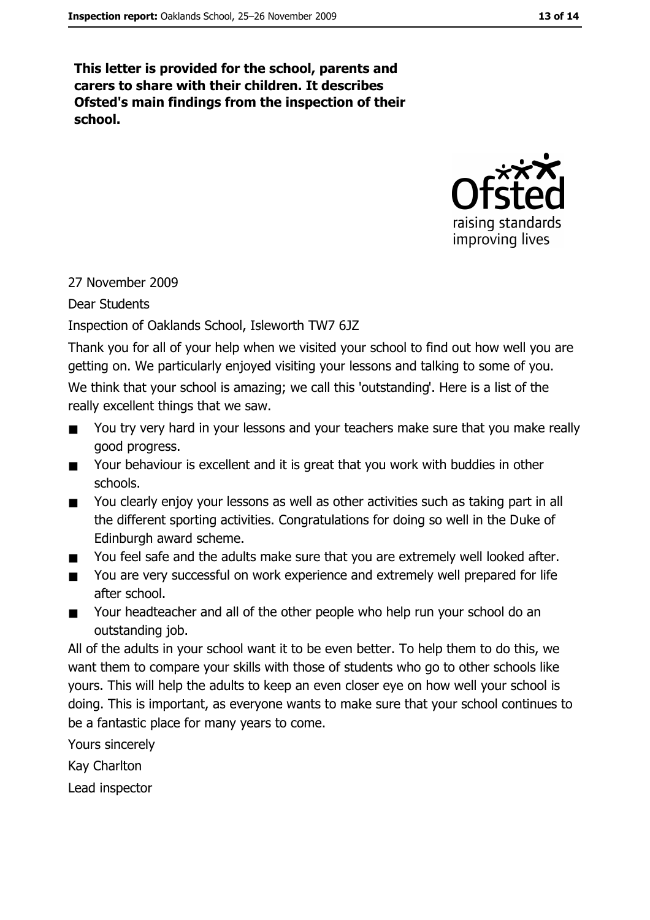**This letter is provided for the school, parents and carers to share with their children. It describes Ofsted's main findings from the inspection of their school.**

27 November 2009

Dear Students

Inspection of Oaklands School, Isleworth TW7 6JZ

Thank you for all of your help when we visited your school to find out how well you are getting on. We particularly enjoyed visiting your lessons and talking to some of you.

We think that your school is amazing; we call this 'outstanding'. Here is a list of the really excellent things that we saw.

- You try very hard in your lessons and your teachers make sure that you make really good progress.
- Your behaviour is excellent and it is great that you work with buddies in other schools.
- You clearly enjoy your lessons as well as other activities such as taking part in all the different sporting activities. Congratulations for doing so well in the Duke of Edinburgh award scheme.
- You feel safe and the adults make sure that you are extremely well looked after.
- You are very successful on work experience and extremely well prepared for life after school.
- Your headteacher and all of the other people who help run your school do an outstanding job.

All of the adults in your school want it to be even better. To help them to do this, we want them to compare your skills with those of students who go to other schools like yours. This will help the adults to keep an even closer eye on how well your school is doing. This is important, as everyone wants to make sure that your school continues to be a fantastic place for many years to come.

Yours sincerely

Kay Charlton

Lead inspector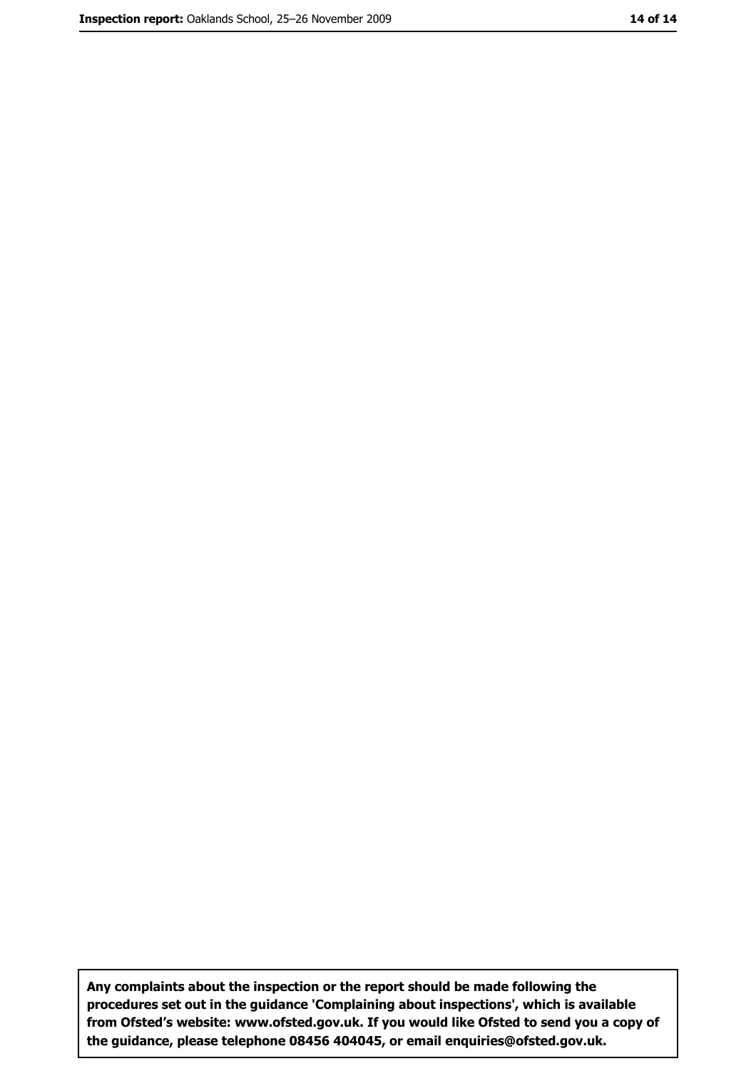**Any complaints about the inspection or the report should be made following the procedures set out in the guidance 'Complaining about inspections', which is available from Ofsted's website: www.ofsted.gov.uk. If you would like Ofsted to send you a copy of the guidance, please telephone 08456 404045, or email enquiries@ofsted.gov.uk.**